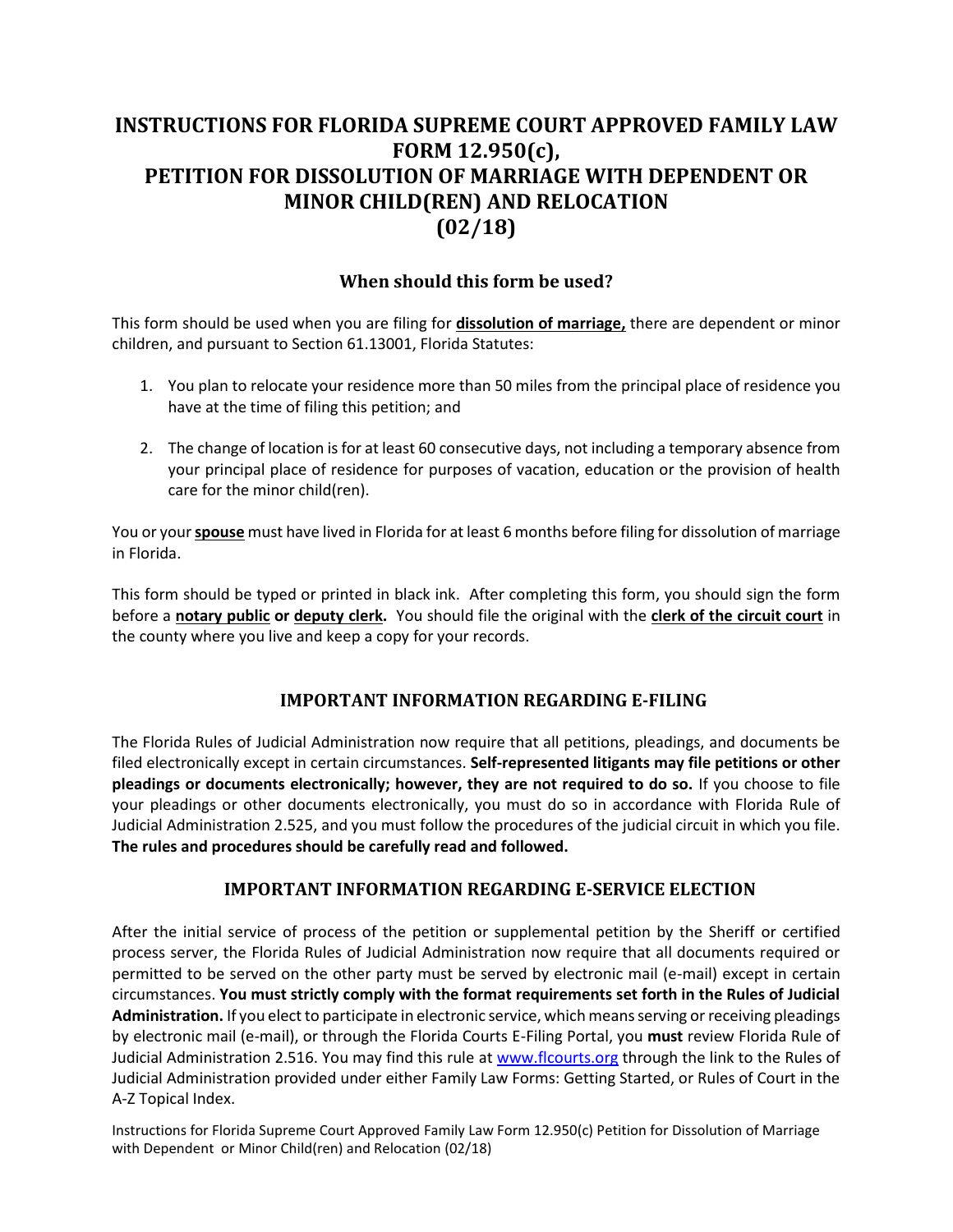# INSTRUCTIONS FOR FLORIDA SUPREME COURT APPROVED FAMILY LAW FORM 12.950(c), PETITION FOR DISSOLUTION OF MARRIAGE WITH DEPENDENT OR MINOR CHILD(REN) AND RELOCATION (02/18)

## When should this form be used?

This form should be used when you are filing for **dissolution of marriage,** there are dependent or minor children, and pursuant to Section 61.13001, Florida Statutes:

1. You plan to relocate your residence more than 50 miles from the principal place of residence you have at the time of filing this petition; and

2. The change of location is for at least 60 consecutive days, not including a temporary absence from your principal place of residence for purposes of vacation, education or the provision of health care for the minor child(ren).

You or your **spouse** must have lived in Florida for at least 6 months before filing for dissolution of marriage in Florida.

This form should be typed or printed in black ink. After completing this form, you should sign the form before a **notary public** or **deputy clerk.** You should file the original with the **clerk of the circuit court** in the county where you live and keep a copy for your records.

## IMPORTANT INFORMATION REGARDING E-FILING

The Florida Rules of Judicial Administration now require that all petitions, pleadings, and documents be filed electronically except in certain circumstances. **Self-represented litigants may file petitions or other pleadings or documents electronically; however, they are not required to do so.** If you choose to file your pleadings or other documents electronically, you must do so in accordance with Florida Rule of Judicial Administration 2.525, and you must follow the procedures of the judicial circuit in which you file. **The rules and procedures should be carefully read and followed.**

## IMPORTANT INFORMATION REGARDING E-SERVICE ELECTION

After the initial service of process of the petition or supplemental petition by the Sheriff or certified process server, the Florida Rules of Judicial Administration now require that all documents required or permitted to be served on the other party must be served by electronic mail (e-mail) except in certain circumstances. **You must strictly comply with the format requirements set forth in the Rules of Judicial Administration.** If you elect to participate in electronic service, which means serving or receiving pleadings by electronic mail (e-mail), or through the Florida Courts E-Filing Portal, you **must** review Florida Rule of Judicial Administration 2.516. You may find this rule at www.flcourts.org through the link to the Rules of Judicial Administration provided under either Family Law Forms: Getting Started, or Rules of Court in the A-Z Topical Index.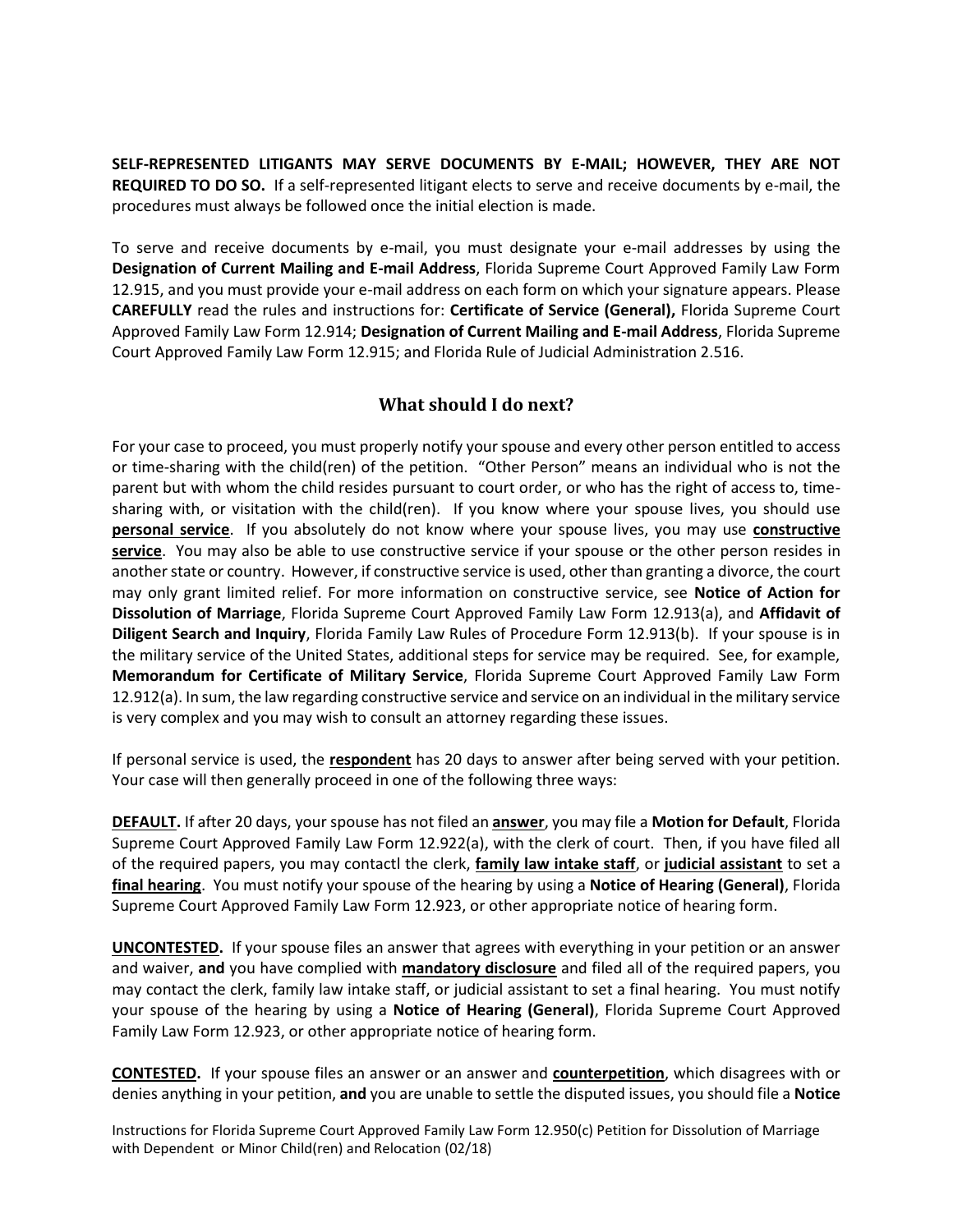**SELF-REPRESENTED LITIGANTS MAY SERVE DOCUMENTS BY E-MAIL; HOWEVER, THEY ARE NOT REQUIRED TO DO SO.** If a self-represented litigant elects to serve and receive documents by e-mail, the procedures must always be followed once the initial election is made.

To serve and receive documents by e-mail, you must designate your e-mail addresses by using the **Designation of Current Mailing and E-mail Address**, Florida Supreme Court Approved Family Law Form 12.915, and you must provide your e-mail address on each form on which your signature appears. Please **CAREFULLY** read the rules and instructions for: **Certificate of Service (General),** Florida Supreme Court Approved Family Law Form 12.914; **Designation of Current Mailing and E-mail Address**, Florida Supreme Court Approved Family Law Form 12.915; and Florida Rule of Judicial Administration 2.516.

## What should I do next?

For your case to proceed, you must properly notify your spouse and every other person entitled to access or time-sharing with the child(ren) of the petition. "Other Person" means an individual who is not the parent but with whom the child resides pursuant to court order, or who has the right of access to, time-sharing with, or visitation with the child(ren). If you know where your spouse lives, you should use **personal service**. If you absolutely do not know where your spouse lives, you may use **constructive service**. You may also be able to use constructive service if your spouse or the other person resides in another state or country. However, if constructive service is used, other than granting a divorce, the court may only grant limited relief. For more information on constructive service, see **Notice of Action for Dissolution of Marriage**, Florida Supreme Court Approved Family Law Form 12.913(a), and **Affidavit of Diligent Search and Inquiry**, Florida Family Law Rules of Procedure Form 12.913(b). If your spouse is in the military service of the United States, additional steps for service may be required. See, for example, **Memorandum for Certificate of Military Service**, Florida Supreme Court Approved Family Law Form 12.912(a). In sum, the law regarding constructive service and service on an individual in the military service is very complex and you may wish to consult an attorney regarding these issues.

If personal service is used, the **respondent** has 20 days to answer after being served with your petition. Your case will then generally proceed in one of the following three ways:

**DEFAULT.** If after 20 days, your spouse has not filed an **answer**, you may file a **Motion for Default**, Florida Supreme Court Approved Family Law Form 12.922(a), with the clerk of court. Then, if you have filed all of the required papers, you may contactl the clerk, **family law intake staff**, or **judicial assistant** to set a **final hearing**. You must notify your spouse of the hearing by using a **Notice of Hearing (General)**, Florida Supreme Court Approved Family Law Form 12.923, or other appropriate notice of hearing form.

**UNCONTESTED.** If your spouse files an answer that agrees with everything in your petition or an answer and waiver, **and** you have complied with **mandatory disclosure** and filed all of the required papers, you may contact the clerk, family law intake staff, or judicial assistant to set a final hearing. You must notify your spouse of the hearing by using a **Notice of Hearing (General)**, Florida Supreme Court Approved Family Law Form 12.923, or other appropriate notice of hearing form.

**CONTESTED.** If your spouse files an answer or an answer and **counterpetition**, which disagrees with or denies anything in your petition, **and** you are unable to settle the disputed issues, you should file a **Notice**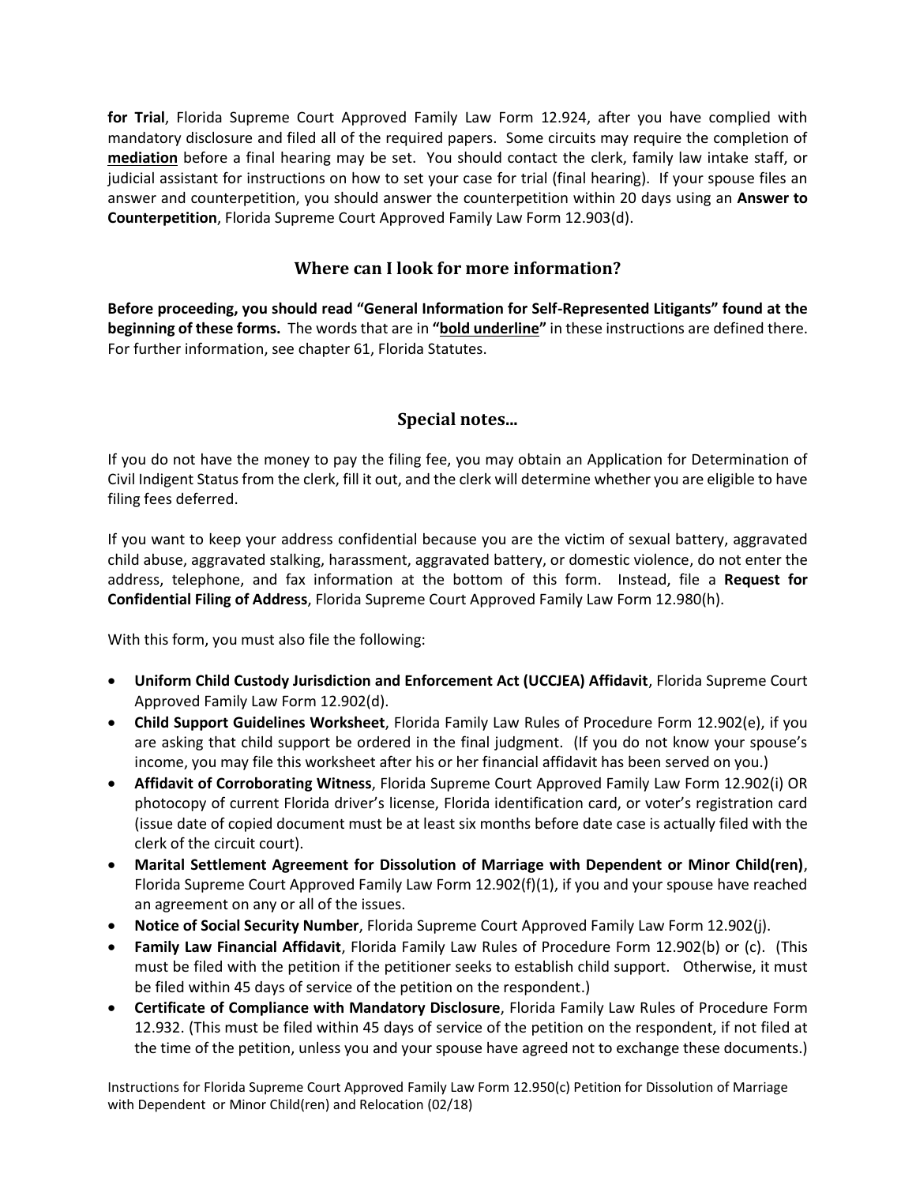**for Trial**, Florida Supreme Court Approved Family Law Form 12.924, after you have complied with mandatory disclosure and filed all of the required papers. Some circuits may require the completion of **mediation** before a final hearing may be set. You should contact the clerk, family law intake staff, or judicial assistant for instructions on how to set your case for trial (final hearing). If your spouse files an answer and counterpetition, you should answer the counterpetition within 20 days using an **Answer to Counterpetition**, Florida Supreme Court Approved Family Law Form 12.903(d).

## Where can I look for more information?

**Before proceeding, you should read "General Information for Self-Represented Litigants" found at the beginning of these forms.** The words that are in **"bold underline"** in these instructions are defined there. For further information, see chapter 61, Florida Statutes.

## Special notes...

If you do not have the money to pay the filing fee, you may obtain an Application for Determination of Civil Indigent Status from the clerk, fill it out, and the clerk will determine whether you are eligible to have filing fees deferred.

If you want to keep your address confidential because you are the victim of sexual battery, aggravated child abuse, aggravated stalking, harassment, aggravated battery, or domestic violence, do not enter the address, telephone, and fax information at the bottom of this form. Instead, file a **Request for Confidential Filing of Address**, Florida Supreme Court Approved Family Law Form 12.980(h).

With this form, you must also file the following:

- **Uniform Child Custody Jurisdiction and Enforcement Act (UCCJEA) Affidavit**, Florida Supreme Court Approved Family Law Form 12.902(d).
- **Child Support Guidelines Worksheet**, Florida Family Law Rules of Procedure Form 12.902(e), if you are asking that child support be ordered in the final judgment. (If you do not know your spouse's income, you may file this worksheet after his or her financial affidavit has been served on you.)
- **Affidavit of Corroborating Witness**, Florida Supreme Court Approved Family Law Form 12.902(i) OR photocopy of current Florida driver's license, Florida identification card, or voter's registration card (issue date of copied document must be at least six months before date case is actually filed with the clerk of the circuit court).
- **Marital Settlement Agreement for Dissolution of Marriage with Dependent or Minor Child(ren)**, Florida Supreme Court Approved Family Law Form 12.902(f)(1), if you and your spouse have reached an agreement on any or all of the issues.
- **Notice of Social Security Number**, Florida Supreme Court Approved Family Law Form 12.902(j).
- **Family Law Financial Affidavit**, Florida Family Law Rules of Procedure Form 12.902(b) or (c). (This must be filed with the petition if the petitioner seeks to establish child support. Otherwise, it must be filed within 45 days of service of the petition on the respondent.)
- **Certificate of Compliance with Mandatory Disclosure**, Florida Family Law Rules of Procedure Form 12.932. (This must be filed within 45 days of service of the petition on the respondent, if not filed at the time of the petition, unless you and your spouse have agreed not to exchange these documents.)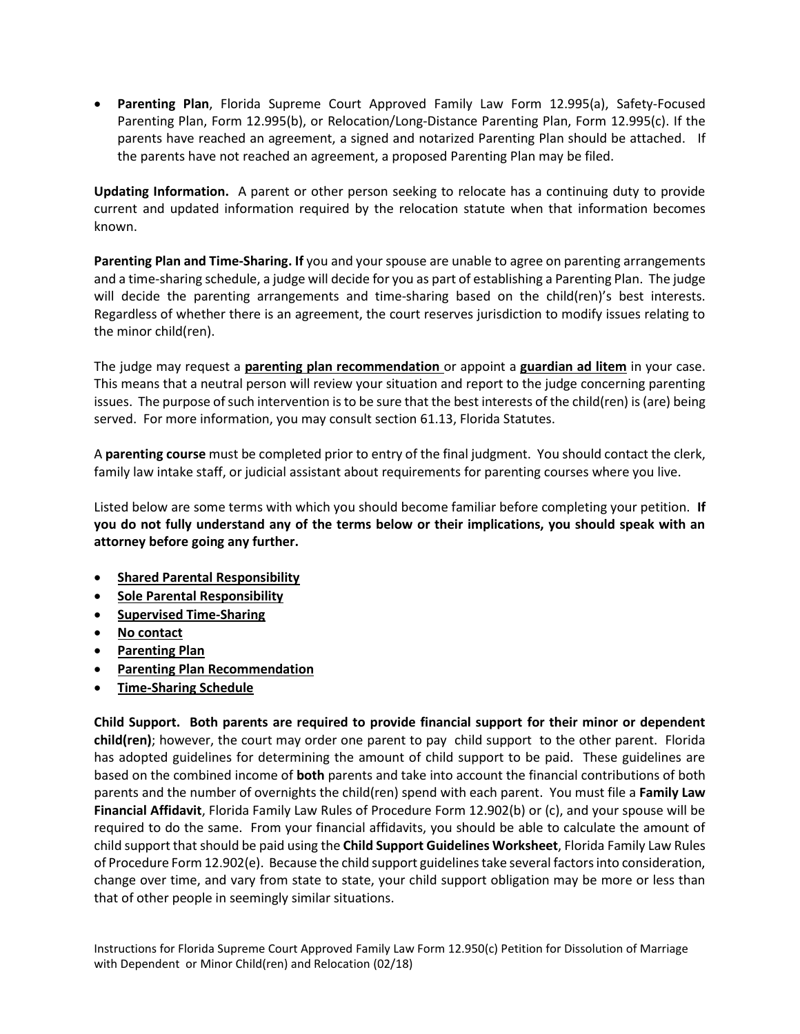- **Parenting Plan**, Florida Supreme Court Approved Family Law Form 12.995(a), Safety-Focused Parenting Plan, Form 12.995(b), or Relocation/Long-Distance Parenting Plan, Form 12.995(c). If the parents have reached an agreement, a signed and notarized Parenting Plan should be attached. If the parents have not reached an agreement, a proposed Parenting Plan may be filed.

**Updating Information.** A parent or other person seeking to relocate has a continuing duty to provide current and updated information required by the relocation statute when that information becomes known.

**Parenting Plan and Time-Sharing. If** you and your spouse are unable to agree on parenting arrangements and a time-sharing schedule, a judge will decide for you as part of establishing a Parenting Plan. The judge will decide the parenting arrangements and time-sharing based on the child(ren)'s best interests. Regardless of whether there is an agreement, the court reserves jurisdiction to modify issues relating to the minor child(ren).

The judge may request a **parenting plan recommendation** or appoint a **guardian ad litem** in your case. This means that a neutral person will review your situation and report to the judge concerning parenting issues. The purpose of such intervention is to be sure that the best interests of the child(ren) is (are) being served. For more information, you may consult section 61.13, Florida Statutes.

A **parenting course** must be completed prior to entry of the final judgment. You should contact the clerk, family law intake staff, or judicial assistant about requirements for parenting courses where you live.

Listed below are some terms with which you should become familiar before completing your petition. **If you do not fully understand any of the terms below or their implications, you should speak with an attorney before going any further.**

- **Shared Parental Responsibility**
- **Sole Parental Responsibility**
- **Supervised Time-Sharing**
- **No contact**
- **Parenting Plan**
- **Parenting Plan Recommendation**
- **Time-Sharing Schedule**

**Child Support. Both parents are required to provide financial support for their minor or dependent child(ren)**; however, the court may order one parent to pay child support to the other parent. Florida has adopted guidelines for determining the amount of child support to be paid. These guidelines are based on the combined income of **both** parents and take into account the financial contributions of both parents and the number of overnights the child(ren) spend with each parent. You must file a **Family Law Financial Affidavit**, Florida Family Law Rules of Procedure Form 12.902(b) or (c), and your spouse will be required to do the same. From your financial affidavits, you should be able to calculate the amount of child support that should be paid using the **Child Support Guidelines Worksheet**, Florida Family Law Rules of Procedure Form 12.902(e). Because the child support guidelines take several factors into consideration, change over time, and vary from state to state, your child support obligation may be more or less than that of other people in seemingly similar situations.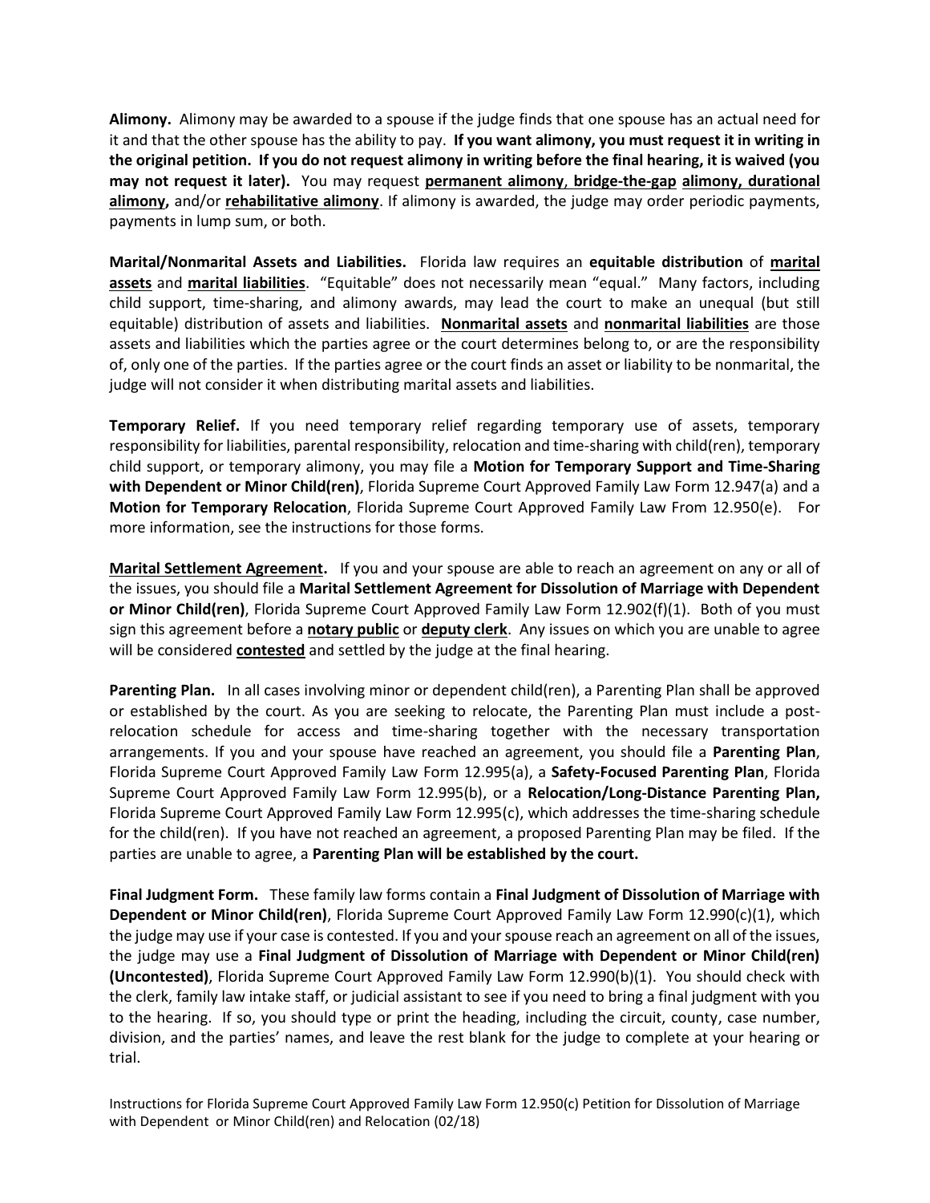**Alimony.** Alimony may be awarded to a spouse if the judge finds that one spouse has an actual need for it and that the other spouse has the ability to pay. **If you want alimony, you must request it in writing in the original petition. If you do not request alimony in writing before the final hearing, it is waived (you may not request it later).** You may request **permanent alimony**, **bridge-the-gap alimony, durational alimony,** and/or **rehabilitative alimony**. If alimony is awarded, the judge may order periodic payments, payments in lump sum, or both.

**Marital/Nonmarital Assets and Liabilities.** Florida law requires an **equitable distribution** of **marital assets** and **marital liabilities**. "Equitable" does not necessarily mean "equal." Many factors, including child support, time-sharing, and alimony awards, may lead the court to make an unequal (but still equitable) distribution of assets and liabilities. **Nonmarital assets** and **nonmarital liabilities** are those assets and liabilities which the parties agree or the court determines belong to, or are the responsibility of, only one of the parties. If the parties agree or the court finds an asset or liability to be nonmarital, the judge will not consider it when distributing marital assets and liabilities.

**Temporary Relief.** If you need temporary relief regarding temporary use of assets, temporary responsibility for liabilities, parental responsibility, relocation and time-sharing with child(ren), temporary child support, or temporary alimony, you may file a **Motion for Temporary Support and Time-Sharing with Dependent or Minor Child(ren)**, Florida Supreme Court Approved Family Law Form 12.947(a) and a **Motion for Temporary Relocation**, Florida Supreme Court Approved Family Law From 12.950(e). For more information, see the instructions for those forms.

**Marital Settlement Agreement.** If you and your spouse are able to reach an agreement on any or all of the issues, you should file a **Marital Settlement Agreement for Dissolution of Marriage with Dependent or Minor Child(ren)**, Florida Supreme Court Approved Family Law Form 12.902(f)(1). Both of you must sign this agreement before a **notary public** or **deputy clerk**. Any issues on which you are unable to agree will be considered **contested** and settled by the judge at the final hearing.

**Parenting Plan.** In all cases involving minor or dependent child(ren), a Parenting Plan shall be approved or established by the court. As you are seeking to relocate, the Parenting Plan must include a post-relocation schedule for access and time-sharing together with the necessary transportation arrangements. If you and your spouse have reached an agreement, you should file a **Parenting Plan**, Florida Supreme Court Approved Family Law Form 12.995(a), a **Safety-Focused Parenting Plan**, Florida Supreme Court Approved Family Law Form 12.995(b), or a **Relocation/Long-Distance Parenting Plan,** Florida Supreme Court Approved Family Law Form 12.995(c), which addresses the time-sharing schedule for the child(ren). If you have not reached an agreement, a proposed Parenting Plan may be filed. If the parties are unable to agree, a **Parenting Plan will be established by the court.**

**Final Judgment Form.** These family law forms contain a **Final Judgment of Dissolution of Marriage with Dependent or Minor Child(ren)**, Florida Supreme Court Approved Family Law Form 12.990(c)(1), which the judge may use if your case is contested. If you and your spouse reach an agreement on all of the issues, the judge may use a **Final Judgment of Dissolution of Marriage with Dependent or Minor Child(ren) (Uncontested)**, Florida Supreme Court Approved Family Law Form 12.990(b)(1). You should check with the clerk, family law intake staff, or judicial assistant to see if you need to bring a final judgment with you to the hearing. If so, you should type or print the heading, including the circuit, county, case number, division, and the parties' names, and leave the rest blank for the judge to complete at your hearing or trial.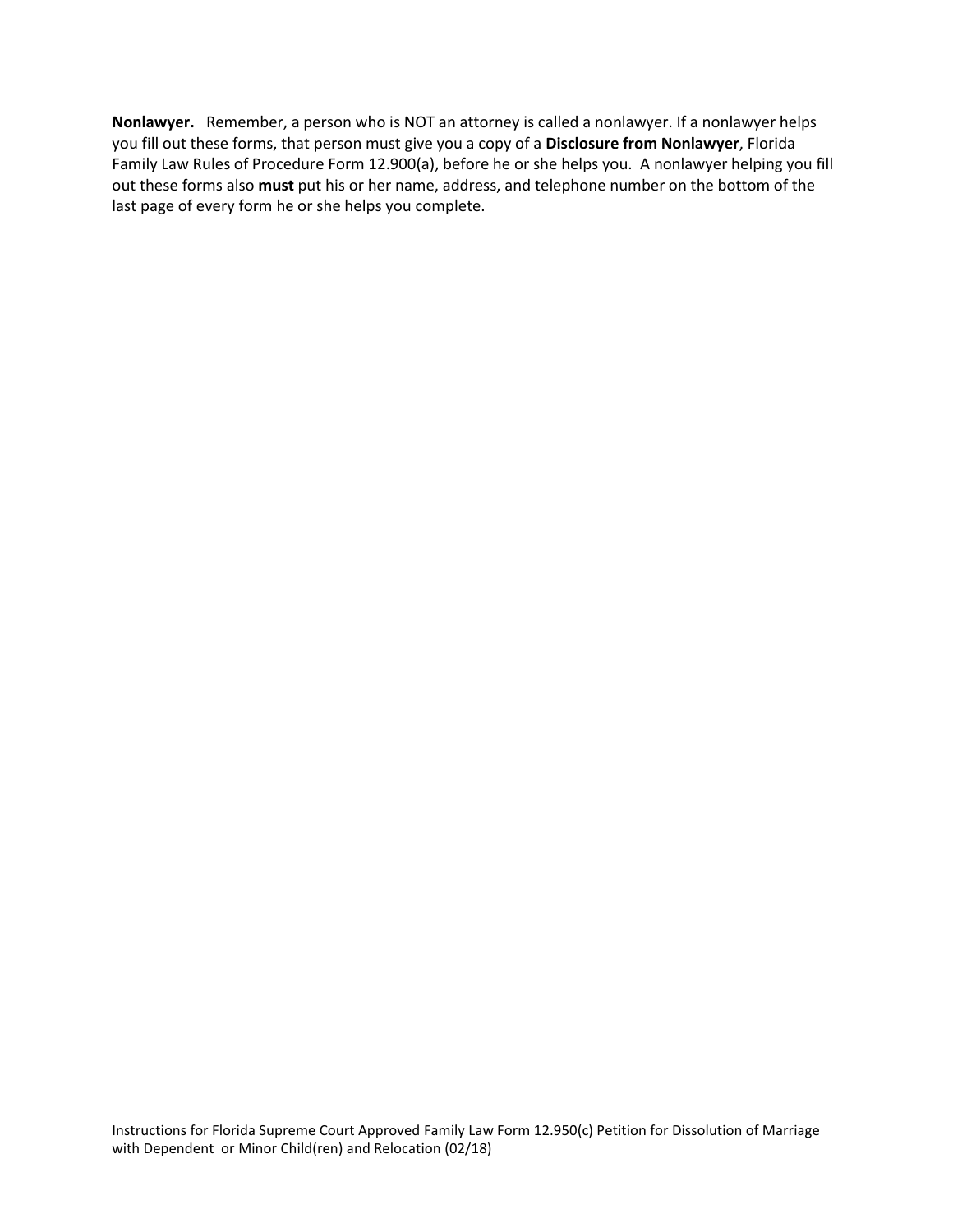**Nonlawyer.** Remember, a person who is NOT an attorney is called a nonlawyer. If a nonlawyer helps you fill out these forms, that person must give you a copy of a **Disclosure from Nonlawyer**, Florida Family Law Rules of Procedure Form 12.900(a), before he or she helps you. A nonlawyer helping you fill out these forms also **must** put his or her name, address, and telephone number on the bottom of the last page of every form he or she helps you complete.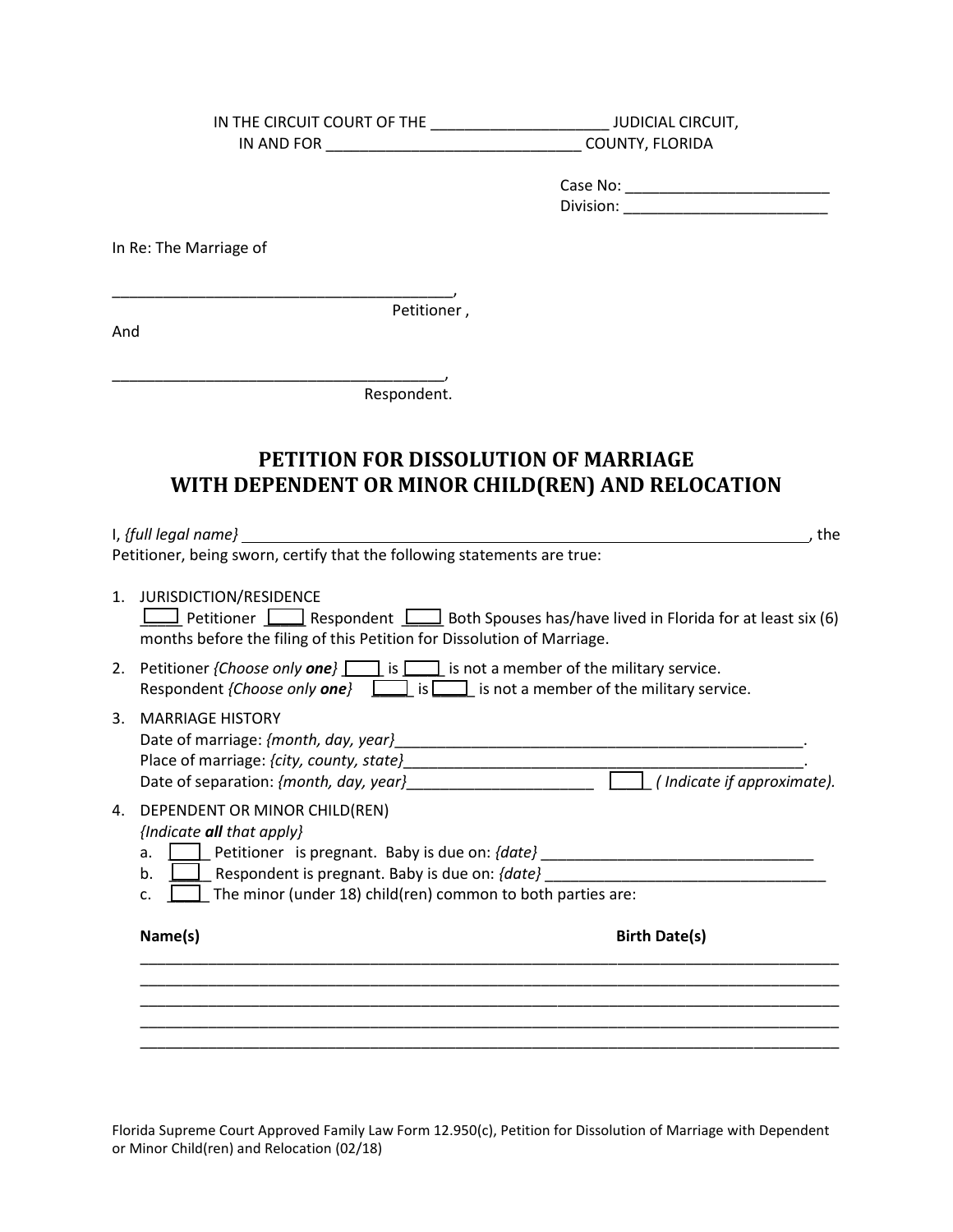IN THE CIRCUIT COURT OF THE _____________________ JUDICIAL CIRCUIT,
IN AND FOR ______________________________ COUNTY, FLORIDA

Case No: ________________________
Division: ________________________

In Re: The Marriage of

________________________________________,
Petitioner ,

And

________________________________________,
Respondent.

# PETITION FOR DISSOLUTION OF MARRIAGE WITH DEPENDENT OR MINOR CHILD(REN) AND RELOCATION

I, *{full legal name}* ______________________________________________________________________, the Petitioner, being sworn, certify that the following statements are true:

1. JURISDICTION/RESIDENCE
   ____ Petitioner ____ Respondent ____ Both Spouses has/have lived in Florida for at least six (6) months before the filing of this Petition for Dissolution of Marriage.

2. Petitioner *{Choose only **one**}* ____ is ____ is not a member of the military service.
   Respondent *{Choose only **one**}* ____ is ____ is not a member of the military service.

3. MARRIAGE HISTORY
   Date of marriage: *{month, day, year}*__________________________________________________.
   Place of marriage: *{city, county, state}*_______________________________________________.
   Date of separation: *{month, day, year}*______________________ ____ *( Indicate if approximate).*

4. DEPENDENT OR MINOR CHILD(REN)
   *{Indicate **all** that apply}*
   a. ____ Petitioner is pregnant. Baby is due on: *{date}* ________________________________
   b. ____ Respondent is pregnant. Baby is due on: *{date}* ________________________________
   c. ____ The minor (under 18) child(ren) common to both parties are:

   **Name(s)** **Birth Date(s)**

   ______________________________________________________________________________
   ______________________________________________________________________________
   ______________________________________________________________________________
   ______________________________________________________________________________
   ______________________________________________________________________________

Florida Supreme Court Approved Family Law Form 12.950(c), Petition for Dissolution of Marriage with Dependent or Minor Child(ren) and Relocation (02/18)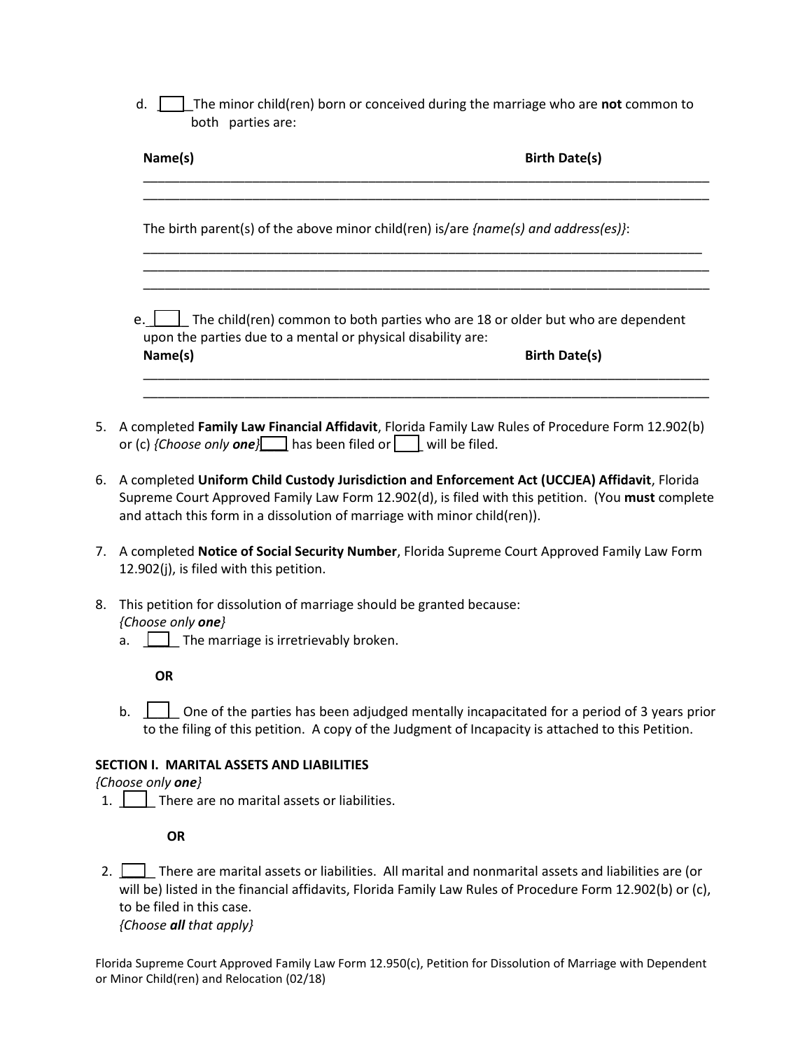d. ____ The minor child(ren) born or conceived during the marriage who are **not** common to both parties are:

**Name(s)** **Birth Date(s)**

______________________________________________________________________________
______________________________________________________________________________

The birth parent(s) of the above minor child(ren) is/are *{name(s) and address(es)}*:

______________________________________________________________________________
______________________________________________________________________________
______________________________________________________________________________

e. ____ The child(ren) common to both parties who are 18 or older but who are dependent upon the parties due to a mental or physical disability are:

**Name(s)** **Birth Date(s)**

______________________________________________________________________________
______________________________________________________________________________

5. A completed **Family Law Financial Affidavit**, Florida Family Law Rules of Procedure Form 12.902(b) or (c) *{Choose only **one**}* ____ has been filed or ____ will be filed.

6. A completed **Uniform Child Custody Jurisdiction and Enforcement Act (UCCJEA) Affidavit**, Florida Supreme Court Approved Family Law Form 12.902(d), is filed with this petition. (You **must** complete and attach this form in a dissolution of marriage with minor child(ren)).

7. A completed **Notice of Social Security Number**, Florida Supreme Court Approved Family Law Form 12.902(j), is filed with this petition.

8. This petition for dissolution of marriage should be granted because: *{Choose only **one**}*

   a. ____ The marriage is irretrievably broken.

   **OR**

   b. ____ One of the parties has been adjudged mentally incapacitated for a period of 3 years prior to the filing of this petition. A copy of the Judgment of Incapacity is attached to this Petition.

**SECTION I. MARITAL ASSETS AND LIABILITIES**

*{Choose only **one**}*

1. ____ There are no marital assets or liabilities.

   **OR**

2. ____ There are marital assets or liabilities. All marital and nonmarital assets and liabilities are (or will be) listed in the financial affidavits, Florida Family Law Rules of Procedure Form 12.902(b) or (c), to be filed in this case.
   *{Choose **all** that apply}*

Florida Supreme Court Approved Family Law Form 12.950(c), Petition for Dissolution of Marriage with Dependent or Minor Child(ren) and Relocation (02/18)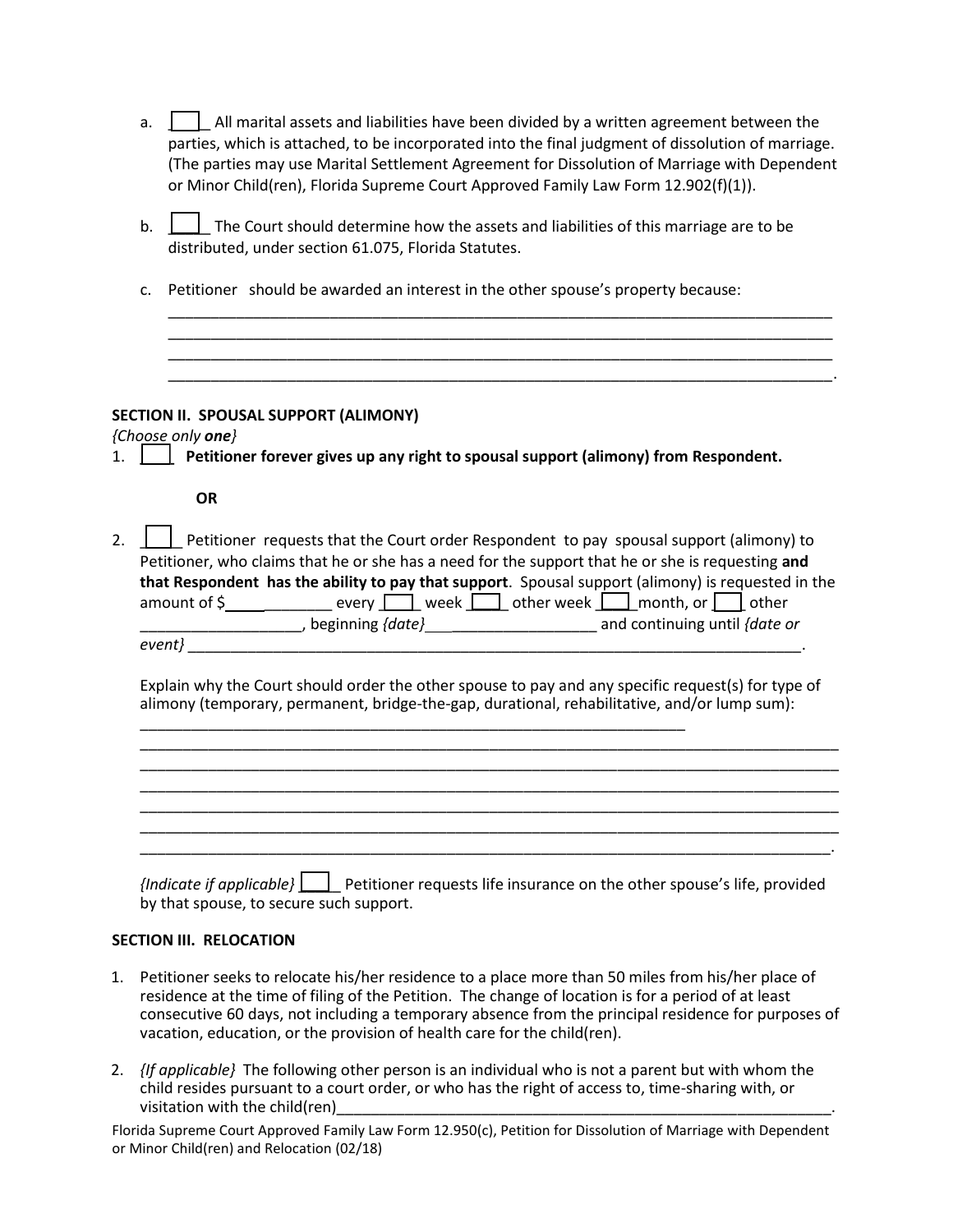a. [ ] All marital assets and liabilities have been divided by a written agreement between the parties, which is attached, to be incorporated into the final judgment of dissolution of marriage. (The parties may use Marital Settlement Agreement for Dissolution of Marriage with Dependent or Minor Child(ren), Florida Supreme Court Approved Family Law Form 12.902(f)(1)).

b. [ ] The Court should determine how the assets and liabilities of this marriage are to be distributed, under section 61.075, Florida Statutes.

c. Petitioner should be awarded an interest in the other spouse's property because:
\_\_\_\_\_\_\_\_\_\_\_\_\_\_\_\_\_\_\_\_\_\_\_\_\_\_\_\_\_\_\_\_\_\_\_\_\_\_\_\_\_\_\_\_\_\_\_\_\_\_\_\_\_\_\_\_\_\_\_\_\_\_\_\_\_\_\_\_\_\_\_\_\_\_\_\_
\_\_\_\_\_\_\_\_\_\_\_\_\_\_\_\_\_\_\_\_\_\_\_\_\_\_\_\_\_\_\_\_\_\_\_\_\_\_\_\_\_\_\_\_\_\_\_\_\_\_\_\_\_\_\_\_\_\_\_\_\_\_\_\_\_\_\_\_\_\_\_\_\_\_\_\_
\_\_\_\_\_\_\_\_\_\_\_\_\_\_\_\_\_\_\_\_\_\_\_\_\_\_\_\_\_\_\_\_\_\_\_\_\_\_\_\_\_\_\_\_\_\_\_\_\_\_\_\_\_\_\_\_\_\_\_\_\_\_\_\_\_\_\_\_\_\_\_\_\_\_\_\_
\_\_\_\_\_\_\_\_\_\_\_\_\_\_\_\_\_\_\_\_\_\_\_\_\_\_\_\_\_\_\_\_\_\_\_\_\_\_\_\_\_\_\_\_\_\_\_\_\_\_\_\_\_\_\_\_\_\_\_\_\_\_\_\_\_\_\_\_\_\_\_\_\_\_\_\_.

**SECTION II. SPOUSAL SUPPORT (ALIMONY)**

*{Choose only **one**}*

1. [ ] **Petitioner forever gives up any right to spousal support (alimony) from Respondent.**

**OR**

2. [ ] Petitioner requests that the Court order Respondent to pay spousal support (alimony) to Petitioner, who claims that he or she has a need for the support that he or she is requesting **and that Respondent has the ability to pay that support**. Spousal support (alimony) is requested in the amount of $\_\_\_\_\_\_\_\_\_\_\_\_\_ every [ ] week [ ] other week [ ] month, or [ ] other \_\_\_\_\_\_\_\_\_\_\_\_\_\_\_\_\_\_\_, beginning *{date}*\_\_\_\_\_\_\_\_\_\_\_\_\_\_\_\_\_\_\_\_\_ and continuing until *{date or event}* \_\_\_\_\_\_\_\_\_\_\_\_\_\_\_\_\_\_\_\_\_\_\_\_\_\_\_\_\_\_\_\_\_\_\_\_\_\_\_\_\_\_\_\_\_\_\_\_\_\_\_\_\_\_\_\_\_\_\_\_\_\_\_\_\_\_\_\_\_\_.

   Explain why the Court should order the other spouse to pay and any specific request(s) for type of alimony (temporary, permanent, bridge-the-gap, durational, rehabilitative, and/or lump sum):
   \_\_\_\_\_\_\_\_\_\_\_\_\_\_\_\_\_\_\_\_\_\_\_\_\_\_\_\_\_\_\_\_\_\_\_\_\_\_\_\_\_\_\_\_\_\_\_\_\_\_\_\_\_\_\_\_\_\_\_\_\_\_\_\_
   \_\_\_\_\_\_\_\_\_\_\_\_\_\_\_\_\_\_\_\_\_\_\_\_\_\_\_\_\_\_\_\_\_\_\_\_\_\_\_\_\_\_\_\_\_\_\_\_\_\_\_\_\_\_\_\_\_\_\_\_\_\_\_\_\_\_\_\_\_\_\_\_\_\_\_\_\_\_\_\_
   \_\_\_\_\_\_\_\_\_\_\_\_\_\_\_\_\_\_\_\_\_\_\_\_\_\_\_\_\_\_\_\_\_\_\_\_\_\_\_\_\_\_\_\_\_\_\_\_\_\_\_\_\_\_\_\_\_\_\_\_\_\_\_\_\_\_\_\_\_\_\_\_\_\_\_\_\_\_\_\_
   \_\_\_\_\_\_\_\_\_\_\_\_\_\_\_\_\_\_\_\_\_\_\_\_\_\_\_\_\_\_\_\_\_\_\_\_\_\_\_\_\_\_\_\_\_\_\_\_\_\_\_\_\_\_\_\_\_\_\_\_\_\_\_\_\_\_\_\_\_\_\_\_\_\_\_\_\_\_\_\_
   \_\_\_\_\_\_\_\_\_\_\_\_\_\_\_\_\_\_\_\_\_\_\_\_\_\_\_\_\_\_\_\_\_\_\_\_\_\_\_\_\_\_\_\_\_\_\_\_\_\_\_\_\_\_\_\_\_\_\_\_\_\_\_\_\_\_\_\_\_\_\_\_\_\_\_\_\_\_\_\_
   \_\_\_\_\_\_\_\_\_\_\_\_\_\_\_\_\_\_\_\_\_\_\_\_\_\_\_\_\_\_\_\_\_\_\_\_\_\_\_\_\_\_\_\_\_\_\_\_\_\_\_\_\_\_\_\_\_\_\_\_\_\_\_\_\_\_\_\_\_\_\_\_\_\_\_\_\_\_\_\_
   \_\_\_\_\_\_\_\_\_\_\_\_\_\_\_\_\_\_\_\_\_\_\_\_\_\_\_\_\_\_\_\_\_\_\_\_\_\_\_\_\_\_\_\_\_\_\_\_\_\_\_\_\_\_\_\_\_\_\_\_\_\_\_\_\_\_\_\_\_\_\_\_\_\_\_\_\_\_\_.

   *{Indicate if applicable}* [ ] Petitioner requests life insurance on the other spouse's life, provided by that spouse, to secure such support.

**SECTION III. RELOCATION**

1. Petitioner seeks to relocate his/her residence to a place more than 50 miles from his/her place of residence at the time of filing of the Petition. The change of location is for a period of at least consecutive 60 days, not including a temporary absence from the principal residence for purposes of vacation, education, or the provision of health care for the child(ren).

2. *{If applicable}* The following other person is an individual who is not a parent but with whom the child resides pursuant to a court order, or who has the right of access to, time-sharing with, or visitation with the child(ren)\_\_\_\_\_\_\_\_\_\_\_\_\_\_\_\_\_\_\_\_\_\_\_\_\_\_\_\_\_\_\_\_\_\_\_\_\_\_\_\_\_\_\_\_\_\_\_\_\_\_\_\_\_\_\_\_\_\_.

Florida Supreme Court Approved Family Law Form 12.950(c), Petition for Dissolution of Marriage with Dependent or Minor Child(ren) and Relocation (02/18)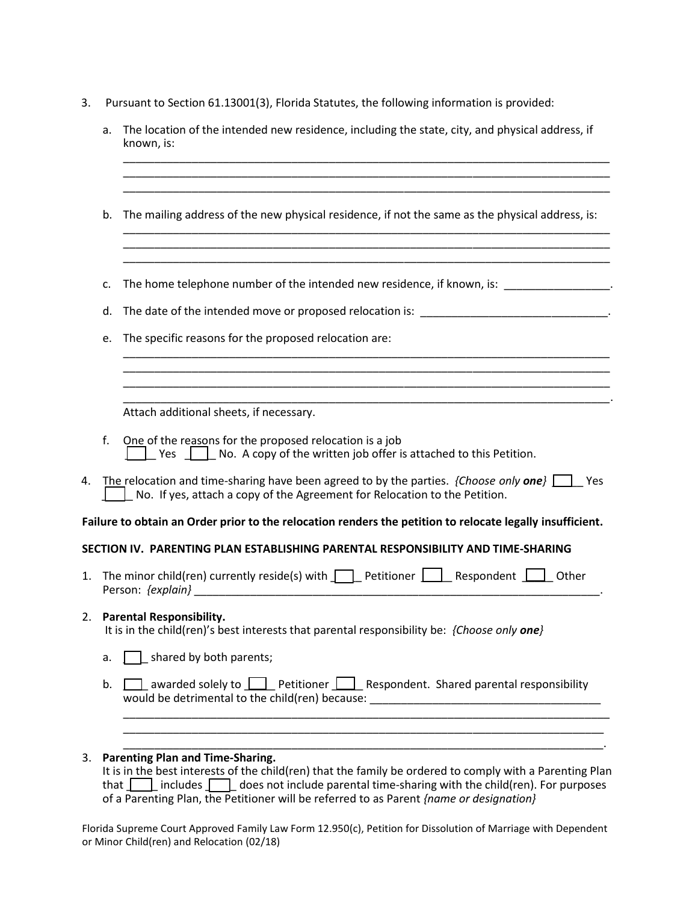3. Pursuant to Section 61.13001(3), Florida Statutes, the following information is provided:

   a. The location of the intended new residence, including the state, city, and physical address, if known, is:
   ______________________________________________________________________________
   ______________________________________________________________________________
   ______________________________________________________________________________

   b. The mailing address of the new physical residence, if not the same as the physical address, is:
   ______________________________________________________________________________
   ______________________________________________________________________________
   ______________________________________________________________________________

   c. The home telephone number of the intended new residence, if known, is: _________________.

   d. The date of the intended move or proposed relocation is: ______________________________.

   e. The specific reasons for the proposed relocation are:
   ______________________________________________________________________________
   ______________________________________________________________________________
   ______________________________________________________________________________
   ______________________________________________________________________________.
   Attach additional sheets, if necessary.

   f. One of the reasons for the proposed relocation is a job
   ____ Yes ____ No. A copy of the written job offer is attached to this Petition.

4. The relocation and time-sharing have been agreed to by the parties. *{Choose only **one**}* ____ Yes ____ No. If yes, attach a copy of the Agreement for Relocation to the Petition.

**Failure to obtain an Order prior to the relocation renders the petition to relocate legally insufficient.**

**SECTION IV. PARENTING PLAN ESTABLISHING PARENTAL RESPONSIBILITY AND TIME-SHARING**

1. The minor child(ren) currently reside(s) with ____ Petitioner ____ Respondent ____ Other Person: *{explain}* ______________________________________________________________.

2. **Parental Responsibility.**
   It is in the child(ren)'s best interests that parental responsibility be: *{Choose only **one**}*

   a. ___ shared by both parents;

   b. ___ awarded solely to ____ Petitioner ____ Respondent. Shared parental responsibility would be detrimental to the child(ren) because: ______________________________________
   ______________________________________________________________________________
   ______________________________________________________________________________
   ______________________________________________________________________________.

3. **Parenting Plan and Time-Sharing.**
   It is in the best interests of the child(ren) that the family be ordered to comply with a Parenting Plan that ____ includes ____ does not include parental time-sharing with the child(ren). For purposes of a Parenting Plan, the Petitioner will be referred to as Parent *{name or designation}*

Florida Supreme Court Approved Family Law Form 12.950(c), Petition for Dissolution of Marriage with Dependent or Minor Child(ren) and Relocation (02/18)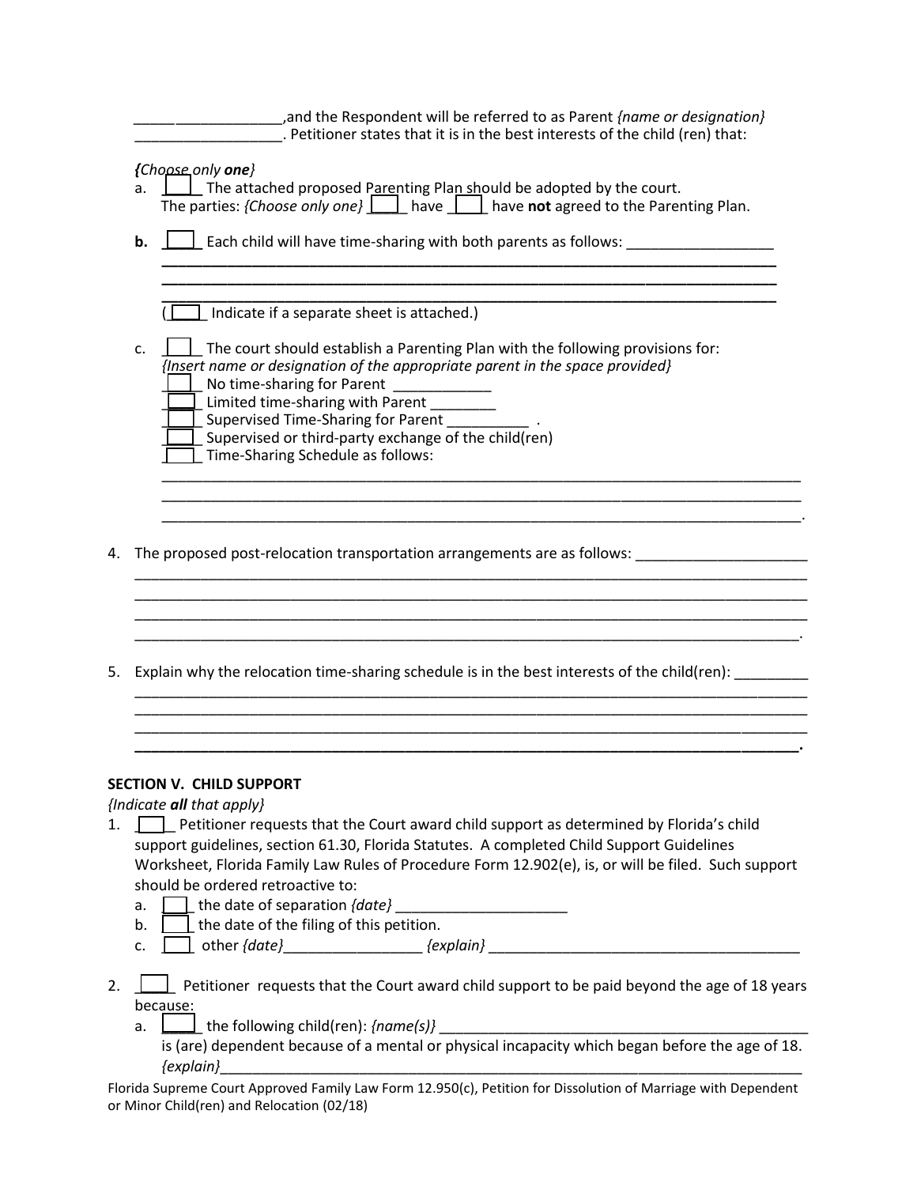__________________,and the Respondent will be referred to as Parent *{name or designation}* __________________. Petitioner states that it is in the best interests of the child (ren) that:

*{Choose only **one**}*

a. [ ] The attached proposed Parenting Plan should be adopted by the court. The parties: *{Choose only one}* [ ] have [ ] have **not** agreed to the Parenting Plan.

**b.** [ ] Each child will have time-sharing with both parents as follows: __________________
______________________________________________________________________________
______________________________________________________________________________
______________________________________________________________________________
([ ] Indicate if a separate sheet is attached.)

c. [ ] The court should establish a Parenting Plan with the following provisions for: *{Insert name or designation of the appropriate parent in the space provided}*
[ ] No time-sharing for Parent ____________
[ ] Limited time-sharing with Parent ________
[ ] Supervised Time-Sharing for Parent __________ .
[ ] Supervised or third-party exchange of the child(ren)
[ ] Time-Sharing Schedule as follows:
______________________________________________________________________________
______________________________________________________________________________
______________________________________________________________________________.

4. The proposed post-relocation transportation arrangements are as follows: _____________________
______________________________________________________________________________
______________________________________________________________________________
______________________________________________________________________________
______________________________________________________________________________.

5. Explain why the relocation time-sharing schedule is in the best interests of the child(ren): _________
______________________________________________________________________________
______________________________________________________________________________
______________________________________________________________________________
______________________________________________________________________________.

**SECTION V. CHILD SUPPORT**

*{Indicate **all** that apply}*

1. [ ] Petitioner requests that the Court award child support as determined by Florida's child support guidelines, section 61.30, Florida Statutes. A completed Child Support Guidelines Worksheet, Florida Family Law Rules of Procedure Form 12.902(e), is, or will be filed. Such support should be ordered retroactive to:
   a. [ ] the date of separation *{date}* _____________________
   b. [ ] the date of the filing of this petition.
   c. [ ] other *{date}*_________________ *{explain}* ______________________________________

2. [ ] Petitioner requests that the Court award child support to be paid beyond the age of 18 years because:
   a. [ ] the following child(ren): *{name(s)}* ______________________________________________ is (are) dependent because of a mental or physical incapacity which began before the age of 18. *{explain}*______________________________________________________________________

Florida Supreme Court Approved Family Law Form 12.950(c), Petition for Dissolution of Marriage with Dependent or Minor Child(ren) and Relocation (02/18)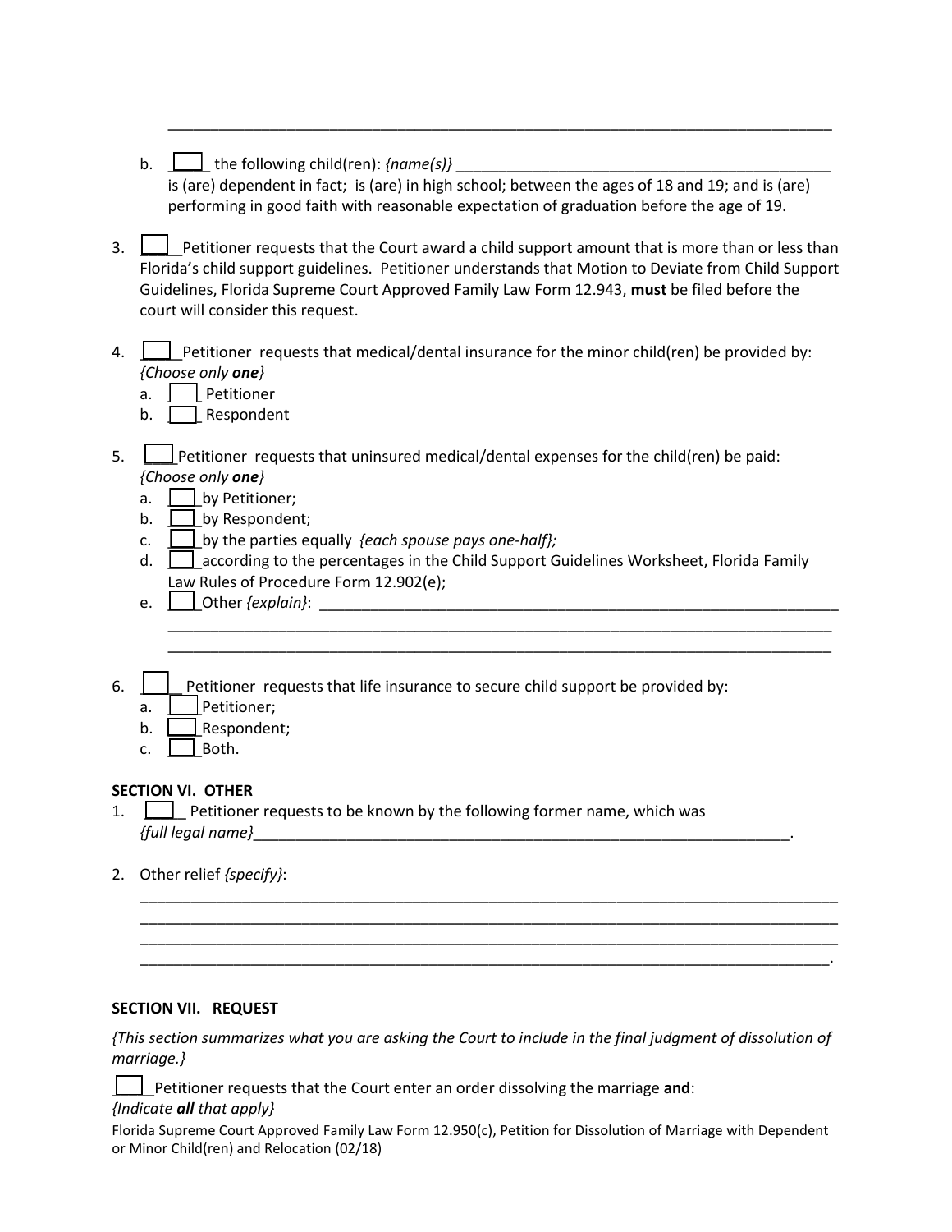______________________________________________________________________________

b. ____ the following child(ren): *{name(s)}* ____________________________________________
is (are) dependent in fact; is (are) in high school; between the ages of 18 and 19; and is (are) performing in good faith with reasonable expectation of graduation before the age of 19.

3. ____ Petitioner requests that the Court award a child support amount that is more than or less than Florida's child support guidelines. Petitioner understands that Motion to Deviate from Child Support Guidelines, Florida Supreme Court Approved Family Law Form 12.943, **must** be filed before the court will consider this request.

4. ____ Petitioner requests that medical/dental insurance for the minor child(ren) be provided by: *{Choose only **one**}*
   a. ____ Petitioner
   b. ____ Respondent

5. ____ Petitioner requests that uninsured medical/dental expenses for the child(ren) be paid: *{Choose only **one**}*
   a. ____ by Petitioner;
   b. ____ by Respondent;
   c. ____ by the parties equally *{each spouse pays one-half};*
   d. ____ according to the percentages in the Child Support Guidelines Worksheet, Florida Family Law Rules of Procedure Form 12.902(e);
   e. ____ Other *{explain}*: ______________________________________________________________
   ______________________________________________________________________________
   ______________________________________________________________________________

6. ____ Petitioner requests that life insurance to secure child support be provided by:
   a. ____ Petitioner;
   b. ____ Respondent;
   c. ____ Both.

**SECTION VI. OTHER**

1. ____ Petitioner requests to be known by the following former name, which was *{full legal name}*_______________________________________________________________.

2. Other relief *{specify}*:
______________________________________________________________________________
______________________________________________________________________________
______________________________________________________________________________
______________________________________________________________________________.

**SECTION VII. REQUEST**

*{This section summarizes what you are asking the Court to include in the final judgment of dissolution of marriage.}*

____ Petitioner requests that the Court enter an order dissolving the marriage **and**:
*{Indicate **all** that apply}*

Florida Supreme Court Approved Family Law Form 12.950(c), Petition for Dissolution of Marriage with Dependent or Minor Child(ren) and Relocation (02/18)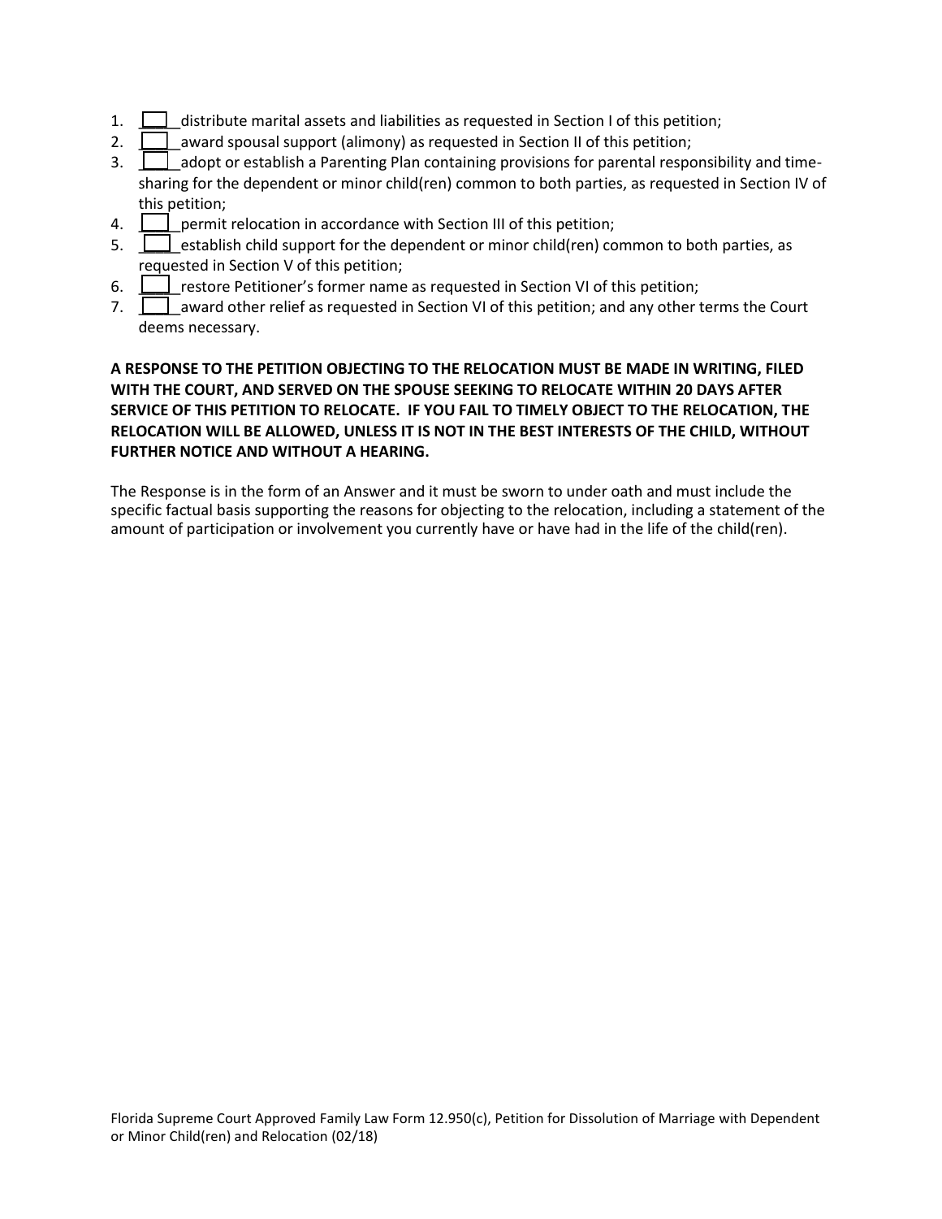1. [ ] distribute marital assets and liabilities as requested in Section I of this petition;
2. [ ] award spousal support (alimony) as requested in Section II of this petition;
3. [ ] adopt or establish a Parenting Plan containing provisions for parental responsibility and time-sharing for the dependent or minor child(ren) common to both parties, as requested in Section IV of this petition;
4. [ ] permit relocation in accordance with Section III of this petition;
5. [ ] establish child support for the dependent or minor child(ren) common to both parties, as requested in Section V of this petition;
6. [ ] restore Petitioner's former name as requested in Section VI of this petition;
7. [ ] award other relief as requested in Section VI of this petition; and any other terms the Court deems necessary.

**A RESPONSE TO THE PETITION OBJECTING TO THE RELOCATION MUST BE MADE IN WRITING, FILED WITH THE COURT, AND SERVED ON THE SPOUSE SEEKING TO RELOCATE WITHIN 20 DAYS AFTER SERVICE OF THIS PETITION TO RELOCATE. IF YOU FAIL TO TIMELY OBJECT TO THE RELOCATION, THE RELOCATION WILL BE ALLOWED, UNLESS IT IS NOT IN THE BEST INTERESTS OF THE CHILD, WITHOUT FURTHER NOTICE AND WITHOUT A HEARING.**

The Response is in the form of an Answer and it must be sworn to under oath and must include the specific factual basis supporting the reasons for objecting to the relocation, including a statement of the amount of participation or involvement you currently have or have had in the life of the child(ren).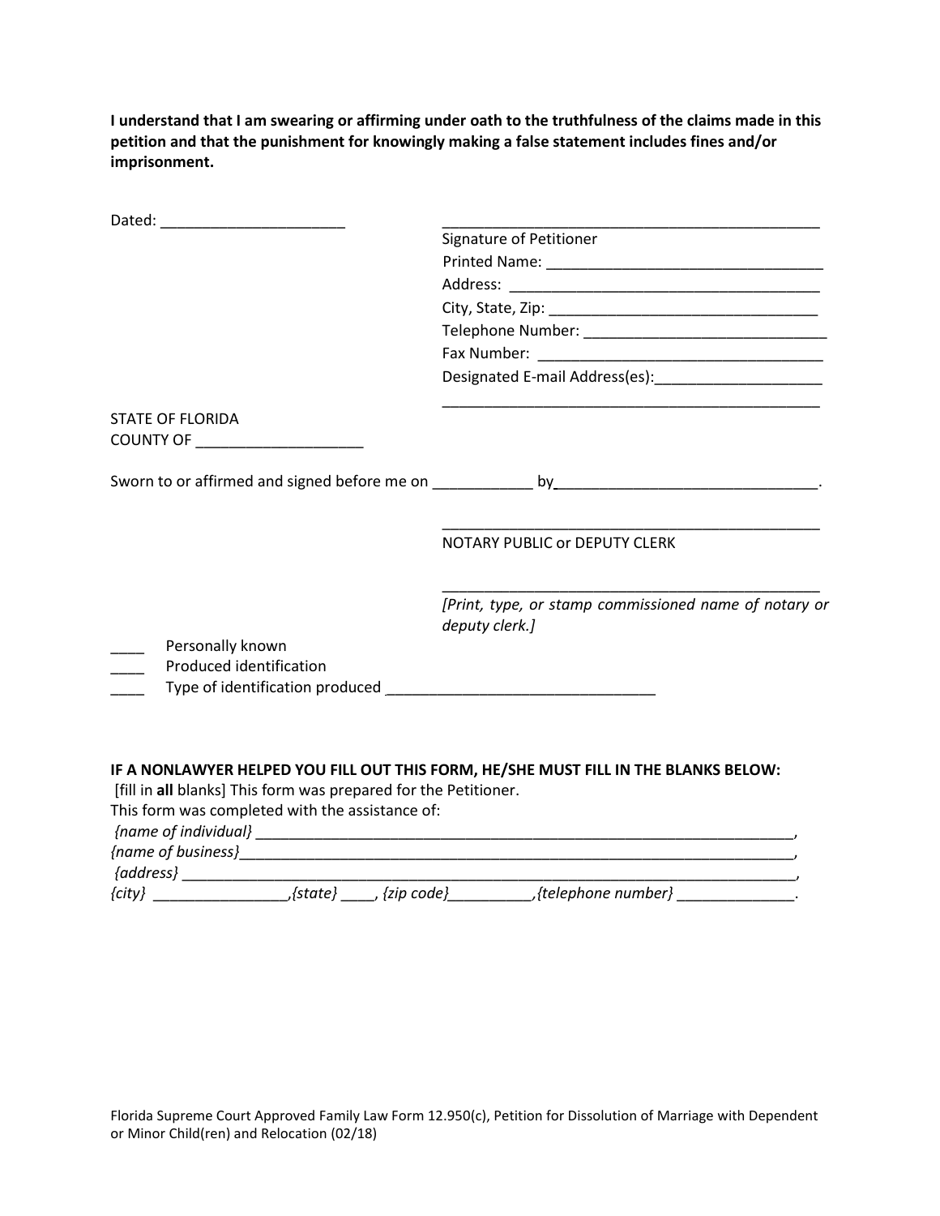**I understand that I am swearing or affirming under oath to the truthfulness of the claims made in this petition and that the punishment for knowingly making a false statement includes fines and/or imprisonment.**

Dated: ______________________

_______________________________________________
Signature of Petitioner
Printed Name: _________________________________
Address: _____________________________________
City, State, Zip: ________________________________
Telephone Number: _____________________________
Fax Number: __________________________________
Designated E-mail Address(es):____________________
_______________________________________________

STATE OF FLORIDA
COUNTY OF ____________________

Sworn to or affirmed and signed before me on ____________ by_______________________________.

_______________________________________________
NOTARY PUBLIC or DEPUTY CLERK

_______________________________________________
*[Print, type, or stamp commissioned name of notary or deputy clerk.]*

____ Personally known
____ Produced identification
____ Type of identification produced _______________________________

**IF A NONLAWYER HELPED YOU FILL OUT THIS FORM, HE/SHE MUST FILL IN THE BLANKS BELOW:**
[fill in **all** blanks] This form was prepared for the Petitioner.
This form was completed with the assistance of:
*{name of individual}* _________________________________________________________________,
*{name of business}*__________________________________________________________________,
*{address}* ________________________________________________________________________,
*{city}* ________________,*{state}* ____, *{zip code}*__________,*{telephone number}* ______________.